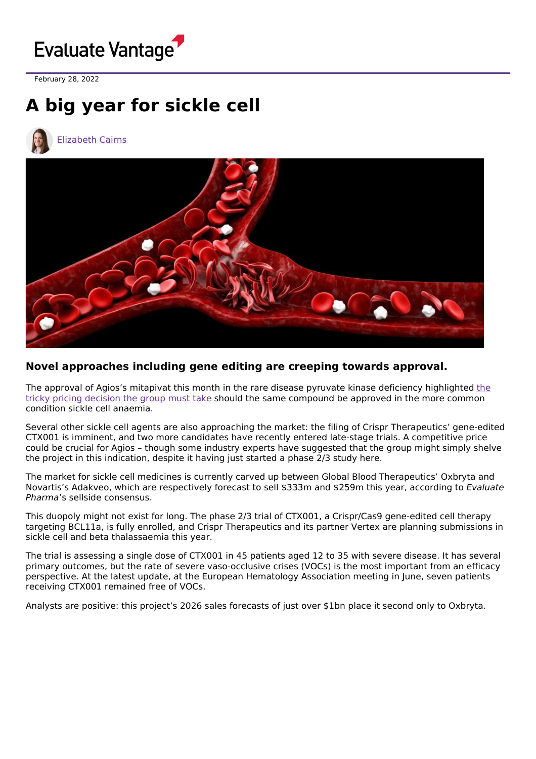Evaluate Vantage

February 28, 2022

# A big year for sickle cell

Elizabeth Cairns

### Novel approaches including gene editing are creeping towards approval.

The approval of Agios's mitapivat this month in the rare disease pyruvate kinase deficiency highlighted the tricky pricing decision the group must take should the same compound be approved in the more common condition sickle cell anaemia.

Several other sickle cell agents are also approaching the market: the filing of Crispr Therapeutics' gene-edited CTX001 is imminent, and two more candidates have recently entered late-stage trials. A competitive price could be crucial for Agios – though some industry experts have suggested that the group might simply shelve the project in this indication, despite it having just started a phase 2/3 study here.

The market for sickle cell medicines is currently carved up between Global Blood Therapeutics' Oxbryta and Novartis's Adakveo, which are respectively forecast to sell $333m and $259m this year, according to *Evaluate Pharma*'s sellside consensus.

This duopoly might not exist for long. The phase 2/3 trial of CTX001, a Crispr/Cas9 gene-edited cell therapy targeting BCL11a, is fully enrolled, and Crispr Therapeutics and its partner Vertex are planning submissions in sickle cell and beta thalassaemia this year.

The trial is assessing a single dose of CTX001 in 45 patients aged 12 to 35 with severe disease. It has several primary outcomes, but the rate of severe vaso-occlusive crises (VOCs) is the most important from an efficacy perspective. At the latest update, at the European Hematology Association meeting in June, seven patients receiving CTX001 remained free of VOCs.

Analysts are positive: this project's 2026 sales forecasts of just over $1bn place it second only to Oxbryta.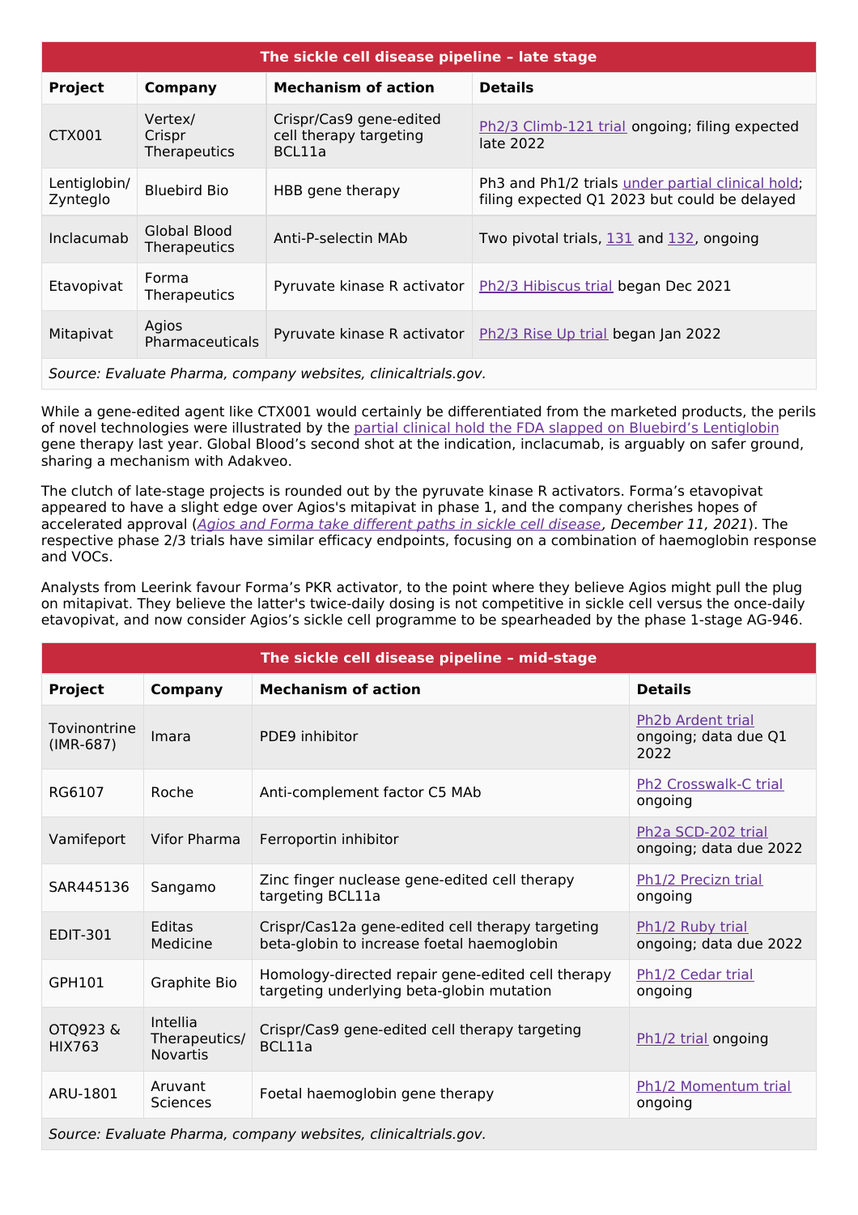| The sickle cell disease pipeline – late stage | | | |
|---|---|---|---|
| **Project** | **Company** | **Mechanism of action** | **Details** |
| CTX001 | Vertex/ Crispr Therapeutics | Crispr/Cas9 gene-edited cell therapy targeting BCL11a | Ph2/3 Climb-121 trial ongoing; filing expected late 2022 |
| Lentiglobin/ Zynteglo | Bluebird Bio | HBB gene therapy | Ph3 and Ph1/2 trials under partial clinical hold; filing expected Q1 2023 but could be delayed |
| Inclacumab | Global Blood Therapeutics | Anti-P-selectin MAb | Two pivotal trials, 131 and 132, ongoing |
| Etavopivat | Forma Therapeutics | Pyruvate kinase R activator | Ph2/3 Hibiscus trial began Dec 2021 |
| Mitapivat | Agios Pharmaceuticals | Pyruvate kinase R activator | Ph2/3 Rise Up trial began Jan 2022 |

*Source: Evaluate Pharma, company websites, clinicaltrials.gov.*

While a gene-edited agent like CTX001 would certainly be differentiated from the marketed products, the perils of novel technologies were illustrated by the partial clinical hold the FDA slapped on Bluebird's Lentiglobin gene therapy last year. Global Blood's second shot at the indication, inclacumab, is arguably on safer ground, sharing a mechanism with Adakveo.

The clutch of late-stage projects is rounded out by the pyruvate kinase R activators. Forma's etavopivat appeared to have a slight edge over Agios's mitapivat in phase 1, and the company cherishes hopes of accelerated approval (*Agios and Forma take different paths in sickle cell disease, December 11, 2021*). The respective phase 2/3 trials have similar efficacy endpoints, focusing on a combination of haemoglobin response and VOCs.

Analysts from Leerink favour Forma's PKR activator, to the point where they believe Agios might pull the plug on mitapivat. They believe the latter's twice-daily dosing is not competitive in sickle cell versus the once-daily etavopivat, and now consider Agios's sickle cell programme to be spearheaded by the phase 1-stage AG-946.

| The sickle cell disease pipeline – mid-stage | | | |
|---|---|---|---|
| **Project** | **Company** | **Mechanism of action** | **Details** |
| Tovinontrine (IMR-687) | Imara | PDE9 inhibitor | Ph2b Ardent trial ongoing; data due Q1 2022 |
| RG6107 | Roche | Anti-complement factor C5 MAb | Ph2 Crosswalk-C trial ongoing |
| Vamifeport | Vifor Pharma | Ferroportin inhibitor | Ph2a SCD-202 trial ongoing; data due 2022 |
| SAR445136 | Sangamo | Zinc finger nuclease gene-edited cell therapy targeting BCL11a | Ph1/2 Precizn trial ongoing |
| EDIT-301 | Editas Medicine | Crispr/Cas12a gene-edited cell therapy targeting beta-globin to increase foetal haemoglobin | Ph1/2 Ruby trial ongoing; data due 2022 |
| GPH101 | Graphite Bio | Homology-directed repair gene-edited cell therapy targeting underlying beta-globin mutation | Ph1/2 Cedar trial ongoing |
| OTQ923 & HIX763 | Intellia Therapeutics/ Novartis | Crispr/Cas9 gene-edited cell therapy targeting BCL11a | Ph1/2 trial ongoing |
| ARU-1801 | Aruvant Sciences | Foetal haemoglobin gene therapy | Ph1/2 Momentum trial ongoing |

*Source: Evaluate Pharma, company websites, clinicaltrials.gov.*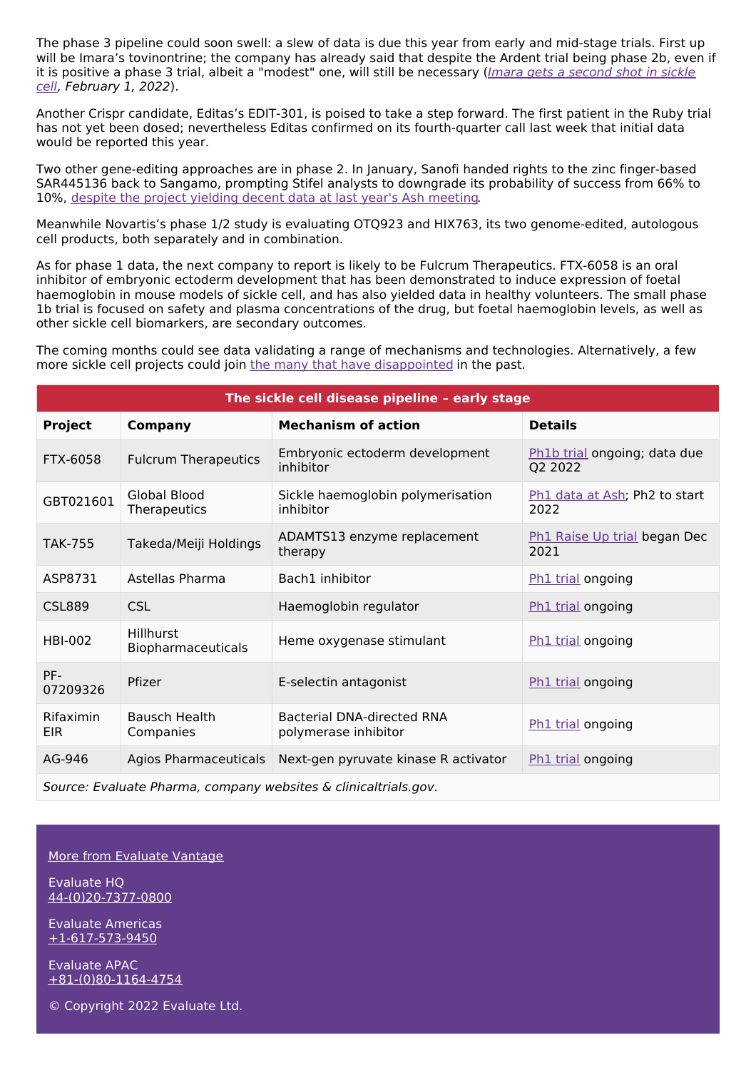The phase 3 pipeline could soon swell: a slew of data is due this year from early and mid-stage trials. First up will be Imara's tovinontrine; the company has already said that despite the Ardent trial being phase 2b, even if it is positive a phase 3 trial, albeit a "modest" one, will still be necessary (*Imara gets a second shot in sickle cell, February 1, 2022*).

Another Crispr candidate, Editas's EDIT-301, is poised to take a step forward. The first patient in the Ruby trial has not yet been dosed; nevertheless Editas confirmed on its fourth-quarter call last week that initial data would be reported this year.

Two other gene-editing approaches are in phase 2. In January, Sanofi handed rights to the zinc finger-based SAR445136 back to Sangamo, prompting Stifel analysts to downgrade its probability of success from 66% to 10%, despite the project yielding decent data at last year's Ash meeting.

Meanwhile Novartis's phase 1/2 study is evaluating OTQ923 and HIX763, its two genome-edited, autologous cell products, both separately and in combination.

As for phase 1 data, the next company to report is likely to be Fulcrum Therapeutics. FTX-6058 is an oral inhibitor of embryonic ectoderm development that has been demonstrated to induce expression of foetal haemoglobin in mouse models of sickle cell, and has also yielded data in healthy volunteers. The small phase 1b trial is focused on safety and plasma concentrations of the drug, but foetal haemoglobin levels, as well as other sickle cell biomarkers, are secondary outcomes.

The coming months could see data validating a range of mechanisms and technologies. Alternatively, a few more sickle cell projects could join the many that have disappointed in the past.

**The sickle cell disease pipeline – early stage**

| Project | Company | Mechanism of action | Details |
|---|---|---|---|
| FTX-6058 | Fulcrum Therapeutics | Embryonic ectoderm development inhibitor | Ph1b trial ongoing; data due Q2 2022 |
| GBT021601 | Global Blood Therapeutics | Sickle haemoglobin polymerisation inhibitor | Ph1 data at Ash; Ph2 to start 2022 |
| TAK-755 | Takeda/Meiji Holdings | ADAMTS13 enzyme replacement therapy | Ph1 Raise Up trial began Dec 2021 |
| ASP8731 | Astellas Pharma | Bach1 inhibitor | Ph1 trial ongoing |
| CSL889 | CSL | Haemoglobin regulator | Ph1 trial ongoing |
| HBI-002 | Hillhurst Biopharmaceuticals | Heme oxygenase stimulant | Ph1 trial ongoing |
| PF-07209326 | Pfizer | E-selectin antagonist | Ph1 trial ongoing |
| Rifaximin EIR | Bausch Health Companies | Bacterial DNA-directed RNA polymerase inhibitor | Ph1 trial ongoing |
| AG-946 | Agios Pharmaceuticals | Next-gen pyruvate kinase R activator | Ph1 trial ongoing |

*Source: Evaluate Pharma, company websites & clinicaltrials.gov.*

More from Evaluate Vantage

Evaluate HQ
44-(0)20-7377-0800

Evaluate Americas
+1-617-573-9450

Evaluate APAC
+81-(0)80-1164-4754

© Copyright 2022 Evaluate Ltd.